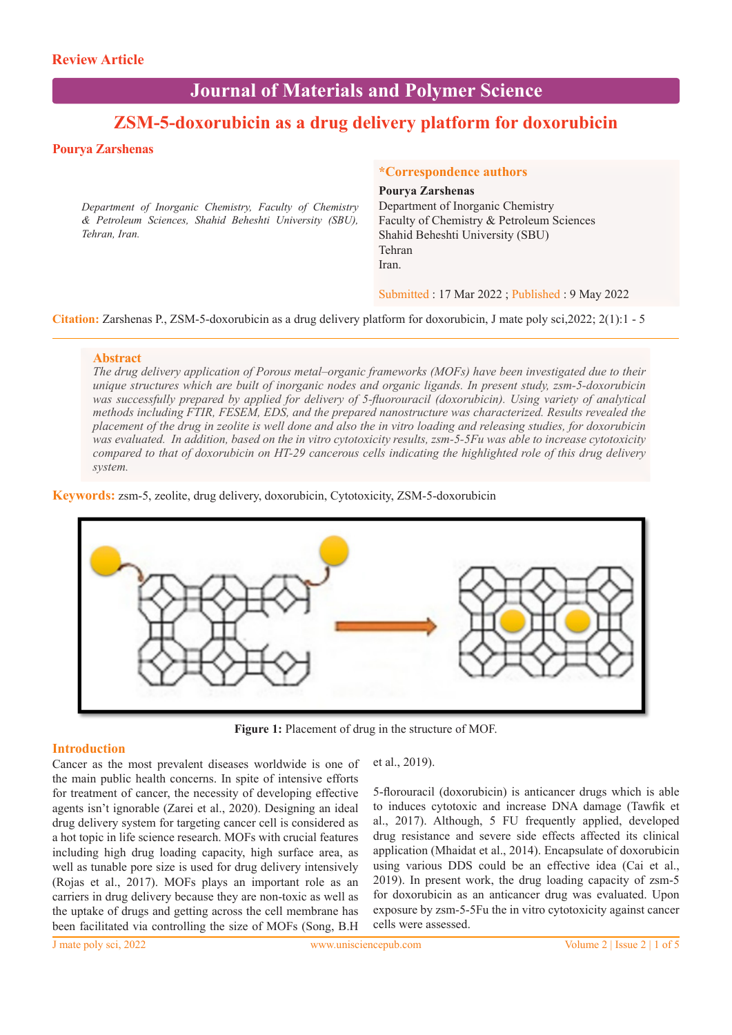Review Article

# Journal of Materials and Polymer Science

## ZSM-5-doxorubicin as a drug delivery platform for doxorubicin

**Pourya Zarshenas**

*Department of Inorganic Chemistry, Faculty of Chemistry & Petroleum Sciences, Shahid Beheshti University (SBU), Tehran, Iran.*

**\*Correspondence authors**
**Pourya Zarshenas**
Department of Inorganic Chemistry
Faculty of Chemistry & Petroleum Sciences
Shahid Beheshti University (SBU)
Tehran
Iran.

Submitted : 17 Mar 2022 ; Published : 9 May 2022

**Citation:** Zarshenas P., ZSM-5-doxorubicin as a drug delivery platform for doxorubicin, J mate poly sci,2022; 2(1):1 - 5

### Abstract

*The drug delivery application of Porous metal–organic frameworks (MOFs) have been investigated due to their unique structures which are built of inorganic nodes and organic ligands. In present study, zsm-5-doxorubicin was successfully prepared by applied for delivery of 5-fluorouracil (doxorubicin). Using variety of analytical methods including FTIR, FESEM, EDS, and the prepared nanostructure was characterized. Results revealed the placement of the drug in zeolite is well done and also the in vitro loading and releasing studies, for doxorubicin was evaluated. In addition, based on the in vitro cytotoxicity results, zsm-5-5Fu was able to increase cytotoxicity compared to that of doxorubicin on HT-29 cancerous cells indicating the highlighted role of this drug delivery system.*

**Keywords:** zsm-5, zeolite, drug delivery, doxorubicin, Cytotoxicity, ZSM-5-doxorubicin

**Figure 1:** Placement of drug in the structure of MOF.

### Introduction

Cancer as the most prevalent diseases worldwide is one of the main public health concerns. In spite of intensive efforts for treatment of cancer, the necessity of developing effective agents isn't ignorable (Zarei et al., 2020). Designing an ideal drug delivery system for targeting cancer cell is considered as a hot topic in life science research. MOFs with crucial features including high drug loading capacity, high surface area, as well as tunable pore size is used for drug delivery intensively (Rojas et al., 2017). MOFs plays an important role as an carriers in drug delivery because they are non-toxic as well as the uptake of drugs and getting across the cell membrane has been facilitated via controlling the size of MOFs (Song, B.H et al., 2019).

5-florouracil (doxorubicin) is anticancer drugs which is able to induces cytotoxic and increase DNA damage (Tawfik et al., 2017). Although, 5 FU frequently applied, developed drug resistance and severe side effects affected its clinical application (Mhaidat et al., 2014). Encapsulate of doxorubicin using various DDS could be an effective idea (Cai et al., 2019). In present work, the drug loading capacity of zsm-5 for doxorubicin as an anticancer drug was evaluated. Upon exposure by zsm-5-5Fu the in vitro cytotoxicity against cancer cells were assessed.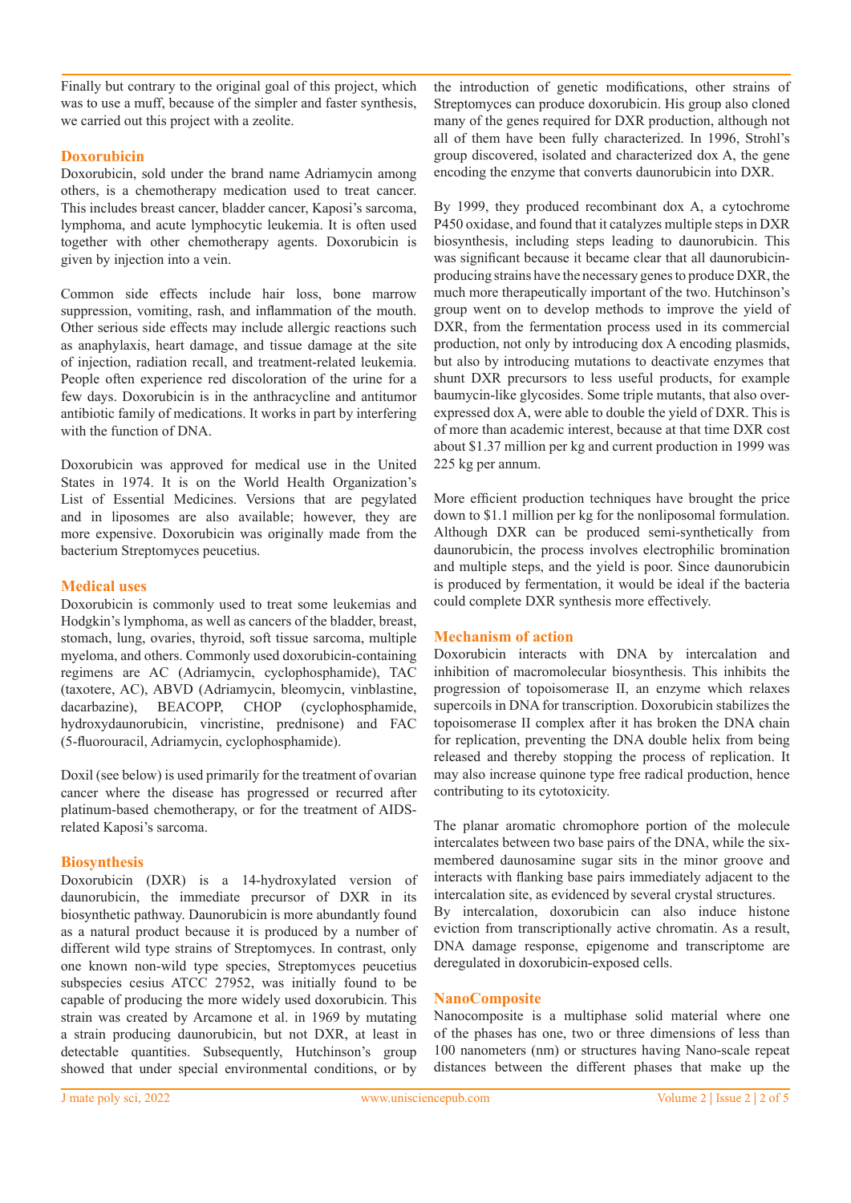Finally but contrary to the original goal of this project, which was to use a muff, because of the simpler and faster synthesis, we carried out this project with a zeolite.

## Doxorubicin

Doxorubicin, sold under the brand name Adriamycin among others, is a chemotherapy medication used to treat cancer. This includes breast cancer, bladder cancer, Kaposi's sarcoma, lymphoma, and acute lymphocytic leukemia. It is often used together with other chemotherapy agents. Doxorubicin is given by injection into a vein.

Common side effects include hair loss, bone marrow suppression, vomiting, rash, and inflammation of the mouth. Other serious side effects may include allergic reactions such as anaphylaxis, heart damage, and tissue damage at the site of injection, radiation recall, and treatment-related leukemia. People often experience red discoloration of the urine for a few days. Doxorubicin is in the anthracycline and antitumor antibiotic family of medications. It works in part by interfering with the function of DNA.

Doxorubicin was approved for medical use in the United States in 1974. It is on the World Health Organization's List of Essential Medicines. Versions that are pegylated and in liposomes are also available; however, they are more expensive. Doxorubicin was originally made from the bacterium Streptomyces peucetius.

## Medical uses

Doxorubicin is commonly used to treat some leukemias and Hodgkin's lymphoma, as well as cancers of the bladder, breast, stomach, lung, ovaries, thyroid, soft tissue sarcoma, multiple myeloma, and others. Commonly used doxorubicin-containing regimens are AC (Adriamycin, cyclophosphamide), TAC (taxotere, AC), ABVD (Adriamycin, bleomycin, vinblastine, dacarbazine), BEACOPP, CHOP (cyclophosphamide, hydroxydaunorubicin, vincristine, prednisone) and FAC (5-fluorouracil, Adriamycin, cyclophosphamide).

Doxil (see below) is used primarily for the treatment of ovarian cancer where the disease has progressed or recurred after platinum-based chemotherapy, or for the treatment of AIDS-related Kaposi's sarcoma.

## Biosynthesis

Doxorubicin (DXR) is a 14-hydroxylated version of daunorubicin, the immediate precursor of DXR in its biosynthetic pathway. Daunorubicin is more abundantly found as a natural product because it is produced by a number of different wild type strains of Streptomyces. In contrast, only one known non-wild type species, Streptomyces peucetius subspecies cesius ATCC 27952, was initially found to be capable of producing the more widely used doxorubicin. This strain was created by Arcamone et al. in 1969 by mutating a strain producing daunorubicin, but not DXR, at least in detectable quantities. Subsequently, Hutchinson's group showed that under special environmental conditions, or by the introduction of genetic modifications, other strains of Streptomyces can produce doxorubicin. His group also cloned many of the genes required for DXR production, although not all of them have been fully characterized. In 1996, Strohl's group discovered, isolated and characterized dox A, the gene encoding the enzyme that converts daunorubicin into DXR.

By 1999, they produced recombinant dox A, a cytochrome P450 oxidase, and found that it catalyzes multiple steps in DXR biosynthesis, including steps leading to daunorubicin. This was significant because it became clear that all daunorubicin-producing strains have the necessary genes to produce DXR, the much more therapeutically important of the two. Hutchinson's group went on to develop methods to improve the yield of DXR, from the fermentation process used in its commercial production, not only by introducing dox A encoding plasmids, but also by introducing mutations to deactivate enzymes that shunt DXR precursors to less useful products, for example baumycin-like glycosides. Some triple mutants, that also over-expressed dox A, were able to double the yield of DXR. This is of more than academic interest, because at that time DXR cost about $1.37 million per kg and current production in 1999 was 225 kg per annum.

More efficient production techniques have brought the price down to $1.1 million per kg for the nonliposomal formulation. Although DXR can be produced semi-synthetically from daunorubicin, the process involves electrophilic bromination and multiple steps, and the yield is poor. Since daunorubicin is produced by fermentation, it would be ideal if the bacteria could complete DXR synthesis more effectively.

## Mechanism of action

Doxorubicin interacts with DNA by intercalation and inhibition of macromolecular biosynthesis. This inhibits the progression of topoisomerase II, an enzyme which relaxes supercoils in DNA for transcription. Doxorubicin stabilizes the topoisomerase II complex after it has broken the DNA chain for replication, preventing the DNA double helix from being released and thereby stopping the process of replication. It may also increase quinone type free radical production, hence contributing to its cytotoxicity.

The planar aromatic chromophore portion of the molecule intercalates between two base pairs of the DNA, while the six-membered daunosamine sugar sits in the minor groove and interacts with flanking base pairs immediately adjacent to the intercalation site, as evidenced by several crystal structures.
By intercalation, doxorubicin can also induce histone eviction from transcriptionally active chromatin. As a result, DNA damage response, epigenome and transcriptome are deregulated in doxorubicin-exposed cells.

## NanoComposite

Nanocomposite is a multiphase solid material where one of the phases has one, two or three dimensions of less than 100 nanometers (nm) or structures having Nano-scale repeat distances between the different phases that make up the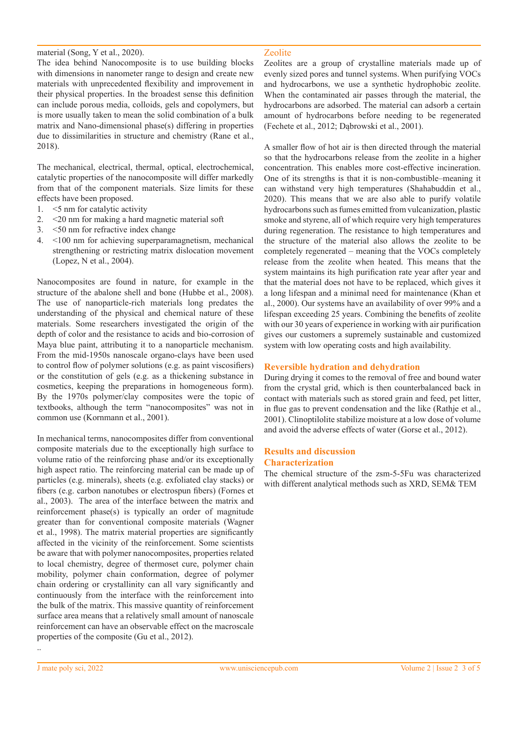material (Song, Y et al., 2020).

The idea behind Nanocomposite is to use building blocks with dimensions in nanometer range to design and create new materials with unprecedented flexibility and improvement in their physical properties. In the broadest sense this definition can include porous media, colloids, gels and copolymers, but is more usually taken to mean the solid combination of a bulk matrix and Nano-dimensional phase(s) differing in properties due to dissimilarities in structure and chemistry (Rane et al., 2018).

The mechanical, electrical, thermal, optical, electrochemical, catalytic properties of the nanocomposite will differ markedly from that of the component materials. Size limits for these effects have been proposed.

1. <5 nm for catalytic activity
2. <20 nm for making a hard magnetic material soft
3. <50 nm for refractive index change
4. <100 nm for achieving superparamagnetism, mechanical strengthening or restricting matrix dislocation movement (Lopez, N et al., 2004).

Nanocomposites are found in nature, for example in the structure of the abalone shell and bone (Hubbe et al., 2008). The use of nanoparticle-rich materials long predates the understanding of the physical and chemical nature of these materials. Some researchers investigated the origin of the depth of color and the resistance to acids and bio-corrosion of Maya blue paint, attributing it to a nanoparticle mechanism. From the mid-1950s nanoscale organo-clays have been used to control flow of polymer solutions (e.g. as paint viscosifiers) or the constitution of gels (e.g. as a thickening substance in cosmetics, keeping the preparations in homogeneous form). By the 1970s polymer/clay composites were the topic of textbooks, although the term "nanocomposites" was not in common use (Kornmann et al., 2001).

In mechanical terms, nanocomposites differ from conventional composite materials due to the exceptionally high surface to volume ratio of the reinforcing phase and/or its exceptionally high aspect ratio. The reinforcing material can be made up of particles (e.g. minerals), sheets (e.g. exfoliated clay stacks) or fibers (e.g. carbon nanotubes or electrospun fibers) (Fornes et al., 2003). The area of the interface between the matrix and reinforcement phase(s) is typically an order of magnitude greater than for conventional composite materials (Wagner et al., 1998). The matrix material properties are significantly affected in the vicinity of the reinforcement. Some scientists be aware that with polymer nanocomposites, properties related to local chemistry, degree of thermoset cure, polymer chain mobility, polymer chain conformation, degree of polymer chain ordering or crystallinity can all vary significantly and continuously from the interface with the reinforcement into the bulk of the matrix. This massive quantity of reinforcement surface area means that a relatively small amount of nanoscale reinforcement can have an observable effect on the macroscale properties of the composite (Gu et al., 2012).

..

## Zeolite

Zeolites are a group of crystalline materials made up of evenly sized pores and tunnel systems. When purifying VOCs and hydrocarbons, we use a synthetic hydrophobic zeolite. When the contaminated air passes through the material, the hydrocarbons are adsorbed. The material can adsorb a certain amount of hydrocarbons before needing to be regenerated (Fechete et al., 2012; Dąbrowski et al., 2001).

A smaller flow of hot air is then directed through the material so that the hydrocarbons release from the zeolite in a higher concentration. This enables more cost-effective incineration. One of its strengths is that it is non-combustible–meaning it can withstand very high temperatures (Shahabuddin et al., 2020). This means that we are also able to purify volatile hydrocarbons such as fumes emitted from vulcanization, plastic smoke and styrene, all of which require very high temperatures during regeneration. The resistance to high temperatures and the structure of the material also allows the zeolite to be completely regenerated – meaning that the VOCs completely release from the zeolite when heated. This means that the system maintains its high purification rate year after year and that the material does not have to be replaced, which gives it a long lifespan and a minimal need for maintenance (Khan et al., 2000). Our systems have an availability of over 99% and a lifespan exceeding 25 years. Combining the benefits of zeolite with our 30 years of experience in working with air purification gives our customers a supremely sustainable and customized system with low operating costs and high availability.

## Reversible hydration and dehydration

During drying it comes to the removal of free and bound water from the crystal grid, which is then counterbalanced back in contact with materials such as stored grain and feed, pet litter, in flue gas to prevent condensation and the like (Rathje et al., 2001). Clinoptilolite stabilize moisture at a low dose of volume and avoid the adverse effects of water (Gorse et al., 2012).

## Results and discussion

## Characterization

The chemical structure of the zsm-5-5Fu was characterized with different analytical methods such as XRD, SEM& TEM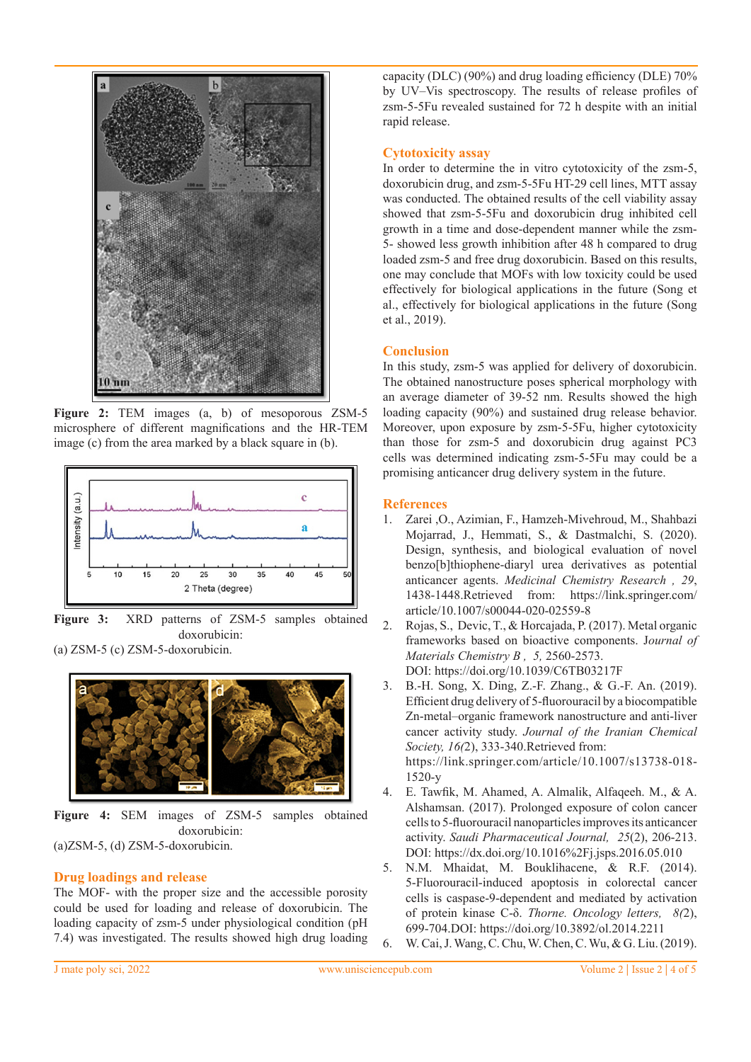**Figure 2:** TEM images (a, b) of mesoporous ZSM-5 microsphere of different magnifications and the HR-TEM image (c) from the area marked by a black square in (b).

**Figure 3:** XRD patterns of ZSM-5 samples obtained doxorubicin:
(a) ZSM-5 (c) ZSM-5-doxorubicin.

**Figure 4:** SEM images of ZSM-5 samples obtained doxorubicin:
(a)ZSM-5, (d) ZSM-5-doxorubicin.

## Drug loadings and release

The MOF- with the proper size and the accessible porosity could be used for loading and release of doxorubicin. The loading capacity of zsm-5 under physiological condition (pH 7.4) was investigated. The results showed high drug loading capacity (DLC) (90%) and drug loading efficiency (DLE) 70% by UV–Vis spectroscopy. The results of release profiles of zsm-5-5Fu revealed sustained for 72 h despite with an initial rapid release.

## Cytotoxicity assay

In order to determine the in vitro cytotoxicity of the zsm-5, doxorubicin drug, and zsm-5-5Fu HT-29 cell lines, MTT assay was conducted. The obtained results of the cell viability assay showed that zsm-5-5Fu and doxorubicin drug inhibited cell growth in a time and dose-dependent manner while the zsm-5- showed less growth inhibition after 48 h compared to drug loaded zsm-5 and free drug doxorubicin. Based on this results, one may conclude that MOFs with low toxicity could be used effectively for biological applications in the future (Song et al., effectively for biological applications in the future (Song et al., 2019).

## Conclusion

In this study, zsm-5 was applied for delivery of doxorubicin. The obtained nanostructure poses spherical morphology with an average diameter of 39-52 nm. Results showed the high loading capacity (90%) and sustained drug release behavior. Moreover, upon exposure by zsm-5-5Fu, higher cytotoxicity than those for zsm-5 and doxorubicin drug against PC3 cells was determined indicating zsm-5-5Fu may could be a promising anticancer drug delivery system in the future.

## References

1. Zarei ,O., Azimian, F., Hamzeh-Mivehroud, M., Shahbazi Mojarrad, J., Hemmati, S., & Dastmalchi, S. (2020). Design, synthesis, and biological evaluation of novel benzo[b]thiophene-diaryl urea derivatives as potential anticancer agents. *Medicinal Chemistry Research , 29*, 1438-1448.Retrieved from: https://link.springer.com/article/10.1007/s00044-020-02559-8
2. Rojas, S., Devic, T., & Horcajada, P. (2017). Metal organic frameworks based on bioactive components. J*ournal of Materials Chemistry B , 5,* 2560-2573. DOI: https://doi.org/10.1039/C6TB03217F
3. B.-H. Song, X. Ding, Z.-F. Zhang., & G.-F. An. (2019). Efficient drug delivery of 5-fluorouracil by a biocompatible Zn-metal–organic framework nanostructure and anti-liver cancer activity study. *Journal of the Iranian Chemical Society, 16(*2), 333-340.Retrieved from: https://link.springer.com/article/10.1007/s13738-018-1520-y
4. E. Tawfik, M. Ahamed, A. Almalik, Alfaqeeh. M., & A. Alshamsan. (2017). Prolonged exposure of colon cancer cells to 5-fluorouracil nanoparticles improves its anticancer activity. *Saudi Pharmaceutical Journal, 25*(2), 206-213. DOI: https://dx.doi.org/10.1016%2Fj.jsps.2016.05.010
5. N.M. Mhaidat, M. Bouklihacene, & R.F. (2014). 5-Fluorouracil-induced apoptosis in colorectal cancer cells is caspase-9-dependent and mediated by activation of protein kinase C-δ. *Thorne. Oncology letters, 8(*2), 699-704.DOI: https://doi.org/10.3892/ol.2014.2211
6. W. Cai, J. Wang, C. Chu, W. Chen, C. Wu, & G. Liu. (2019).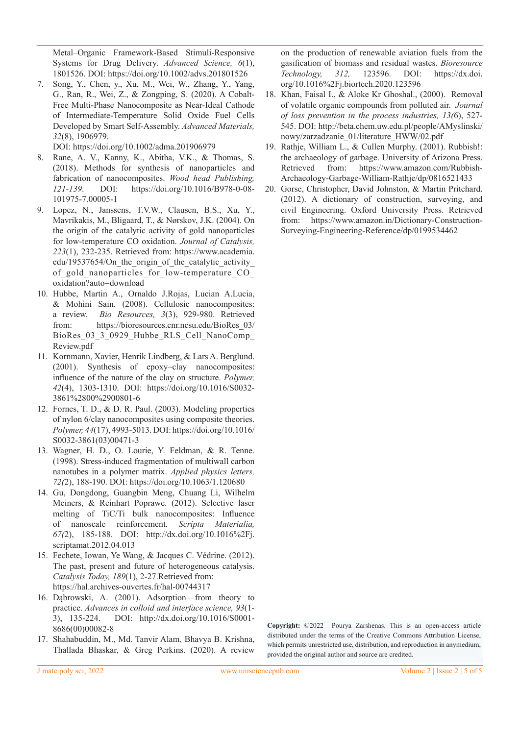Metal–Organic Framework-Based Stimuli-Responsive Systems for Drug Delivery. *Advanced Science, 6*(1), 1801526. DOI: https://doi.org/10.1002/advs.201801526

7. Song, Y., Chen, y., Xu, M., Wei, W., Zhang, Y., Yang, G., Ran, R., Wei, Z., & Zongping, S. (2020). A Cobalt-Free Multi-Phase Nanocomposite as Near-Ideal Cathode of Intermediate-Temperature Solid Oxide Fuel Cells Developed by Smart Self-Assembly. *Advanced Materials, 32*(8), 1906979.
   DOI: https://doi.org/10.1002/adma.201906979
8. Rane, A. V., Kanny, K., Abitha, V.K., & Thomas, S. (2018). Methods for synthesis of nanoparticles and fabrication of nanocomposites. *Wood head Publishing, 121-139*. DOI: https://doi.org/10.1016/B978-0-08-101975-7.00005-1
9. Lopez, N., Janssens, T.V.W., Clausen, B.S., Xu, Y., Mavrikakis, M., Bligaard, T., & Nørskov, J.K. (2004). On the origin of the catalytic activity of gold nanoparticles for low-temperature CO oxidation. *Journal of Catalysis, 223*(1), 232-235. Retrieved from: https://www.academia.edu/19537654/On_the_origin_of_the_catalytic_activity_of_gold_nanoparticles_for_low-temperature_CO_oxidation?auto=download
10. Hubbe, Martin A., Ornaldo J.Rojas, Lucian A.Lucia, & Mohini Sain. (2008). Cellulosic nanocomposites: a review. *Bio Resources, 3*(3), 929-980. Retrieved from: https://bioresources.cnr.ncsu.edu/BioRes_03/BioRes_03_3_0929_Hubbe_RLS_Cell_NanoComp_Review.pdf
11. Kornmann, Xavier, Henrik Lindberg, & Lars A. Berglund. (2001). Synthesis of epoxy–clay nanocomposites: influence of the nature of the clay on structure. *Polymer, 42*(4), 1303-1310. DOI: https://doi.org/10.1016/S0032-3861%2800%2900801-6
12. Fornes, T. D., & D. R. Paul. (2003). Modeling properties of nylon 6/clay nanocomposites using composite theories. *Polymer, 44*(17), 4993-5013. DOI: https://doi.org/10.1016/S0032-3861(03)00471-3
13. Wagner, H. D., O. Lourie, Y. Feldman, & R. Tenne. (1998). Stress-induced fragmentation of multiwall carbon nanotubes in a polymer matrix. *Applied physics letters, 72(*2), 188-190. DOI: https://doi.org/10.1063/1.120680
14. Gu, Dongdong, Guangbin Meng, Chuang Li, Wilhelm Meiners, & Reinhart Poprawe. (2012). Selective laser melting of TiC/Ti bulk nanocomposites: Influence of nanoscale reinforcement. *Scripta Materialia, 67(*2), 185-188. DOI: http://dx.doi.org/10.1016%2Fj.scriptamat.2012.04.013
15. Fechete, Iowan, Ye Wang, & Jacques C. Védrine. (2012). The past, present and future of heterogeneous catalysis. *Catalysis Today, 189*(1), 2-27.Retrieved from: https://hal.archives-ouvertes.fr/hal-00744317
16. Dąbrowski, A. (2001). Adsorption—from theory to practice. *Advances in colloid and interface science, 93*(1-3), 135-224. DOI: http://dx.doi.org/10.1016/S0001-8686(00)00082-8
17. Shahabuddin, M., Md. Tanvir Alam, Bhavya B. Krishna, Thallada Bhaskar, & Greg Perkins. (2020). A review on the production of renewable aviation fuels from the gasification of biomass and residual wastes. *Bioresource Technology, 312,* 123596. DOI: https://dx.doi.org/10.1016%2Fj.biortech.2020.123596
18. Khan, Faisal I., & Aloke Kr Ghoshal., (2000). Removal of volatile organic compounds from polluted air. *Journal of loss prevention in the process industries, 13(*6), 527-545. DOI: http://beta.chem.uw.edu.pl/people/AMyslinski/nowy/zarzadzanie_01/literature_HWW/02.pdf
19. Rathje, William L., & Cullen Murphy. (2001). Rubbish!: the archaeology of garbage. University of Arizona Press. Retrieved from: https://www.amazon.com/Rubbish-Archaeology-Garbage-William-Rathje/dp/0816521433
20. Gorse, Christopher, David Johnston, & Martin Pritchard. (2012). A dictionary of construction, surveying, and civil Engineering. Oxford University Press. Retrieved from: https://www.amazon.in/Dictionary-Construction-Surveying-Engineering-Reference/dp/0199534462

**Copyright:** ©2022 Pourya Zarshenas. This is an open-access article distributed under the terms of the Creative Commons Attribution License, which permits unrestricted use, distribution, and reproduction in anymedium, provided the original author and source are credited.